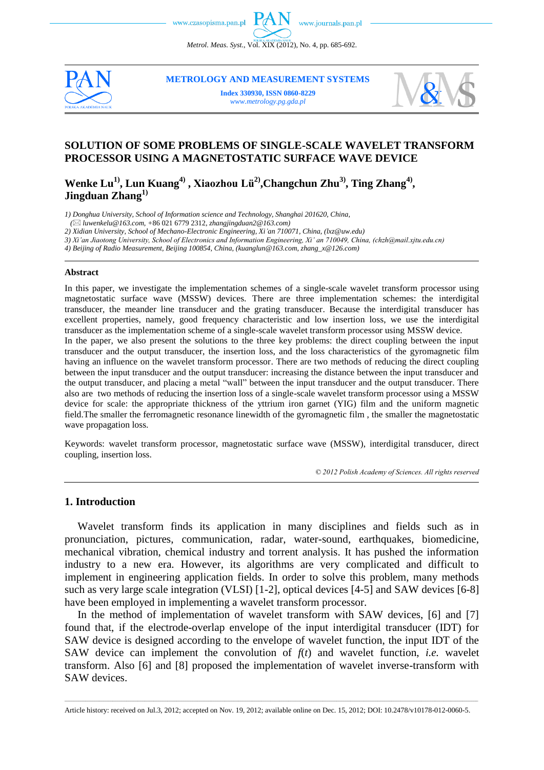# SOLUTION OF SOME PROBLEMS OF SINGLE-SCALE WAVELET TRANSFORM PROCESSOR USING A MAGNETOSTATIC SURFACE WAVE DEVICE

**Wenke Lu[1], Lun Kuang[4], Xiaozhou Lü[2], Changchun Zhu[3], Ting Zhang[4], Jingduan Zhang[1]**

*1) Donghua University, School of Information science and Technology, Shanghai 201620, China, (✉ luwenkelu@163.com, +86 021 6779 2312, zhangjingduan2@163.com)*
*2) Xidian University, School of Mechano-Electronic Engineering, Xi'an 710071, China, (lxz@uw.edu)*
*3) Xi'an Jiaotong University, School of Electronics and Information Engineering, Xi' an 710049, China, (chzh@mail.xjtu.edu.cn)*
*4) Beijing of Radio Measurement, Beijing 100854, China, (kuanglun@163.com, zhang_x@126.com)*

## Abstract

In this paper, we investigate the implementation schemes of a single-scale wavelet transform processor using magnetostatic surface wave (MSSW) devices. There are three implementation schemes: the interdigital transducer, the meander line transducer and the grating transducer. Because the interdigital transducer has excellent properties, namely, good frequency characteristic and low insertion loss, we use the interdigital transducer as the implementation scheme of a single-scale wavelet transform processor using MSSW device.

In the paper, we also present the solutions to the three key problems: the direct coupling between the input transducer and the output transducer, the insertion loss, and the loss characteristics of the gyromagnetic film having an influence on the wavelet transform processor. There are two methods of reducing the direct coupling between the input transducer and the output transducer: increasing the distance between the input transducer and the output transducer, and placing a metal "wall" between the input transducer and the output transducer. There also are two methods of reducing the insertion loss of a single-scale wavelet transform processor using a MSSW device for scale: the appropriate thickness of the yttrium iron garnet (YIG) film and the uniform magnetic field.The smaller the ferromagnetic resonance linewidth of the gyromagnetic film , the smaller the magnetostatic wave propagation loss.

Keywords: wavelet transform processor, magnetostatic surface wave (MSSW), interdigital transducer, direct coupling, insertion loss.

*© 2012 Polish Academy of Sciences. All rights reserved*

## 1. Introduction

Wavelet transform finds its application in many disciplines and fields such as in pronunciation, pictures, communication, radar, water-sound, earthquakes, biomedicine, mechanical vibration, chemical industry and torrent analysis. It has pushed the information industry to a new era. However, its algorithms are very complicated and difficult to implement in engineering application fields. In order to solve this problem, many methods such as very large scale integration (VLSI) [1-2], optical devices [4-5] and SAW devices [6-8] have been employed in implementing a wavelet transform processor.

In the method of implementation of wavelet transform with SAW devices, [6] and [7] found that, if the electrode-overlap envelope of the input interdigital transducer (IDT) for SAW device is designed according to the envelope of wavelet function, the input IDT of the SAW device can implement the convolution of $f(t)$ and wavelet function, *i.e.* wavelet transform. Also [6] and [8] proposed the implementation of wavelet inverse-transform with SAW devices.

Article history: received on Jul.3, 2012; accepted on Nov. 19, 2012; available online on Dec. 15, 2012; DOI: 10.2478/v10178-012-0060-5.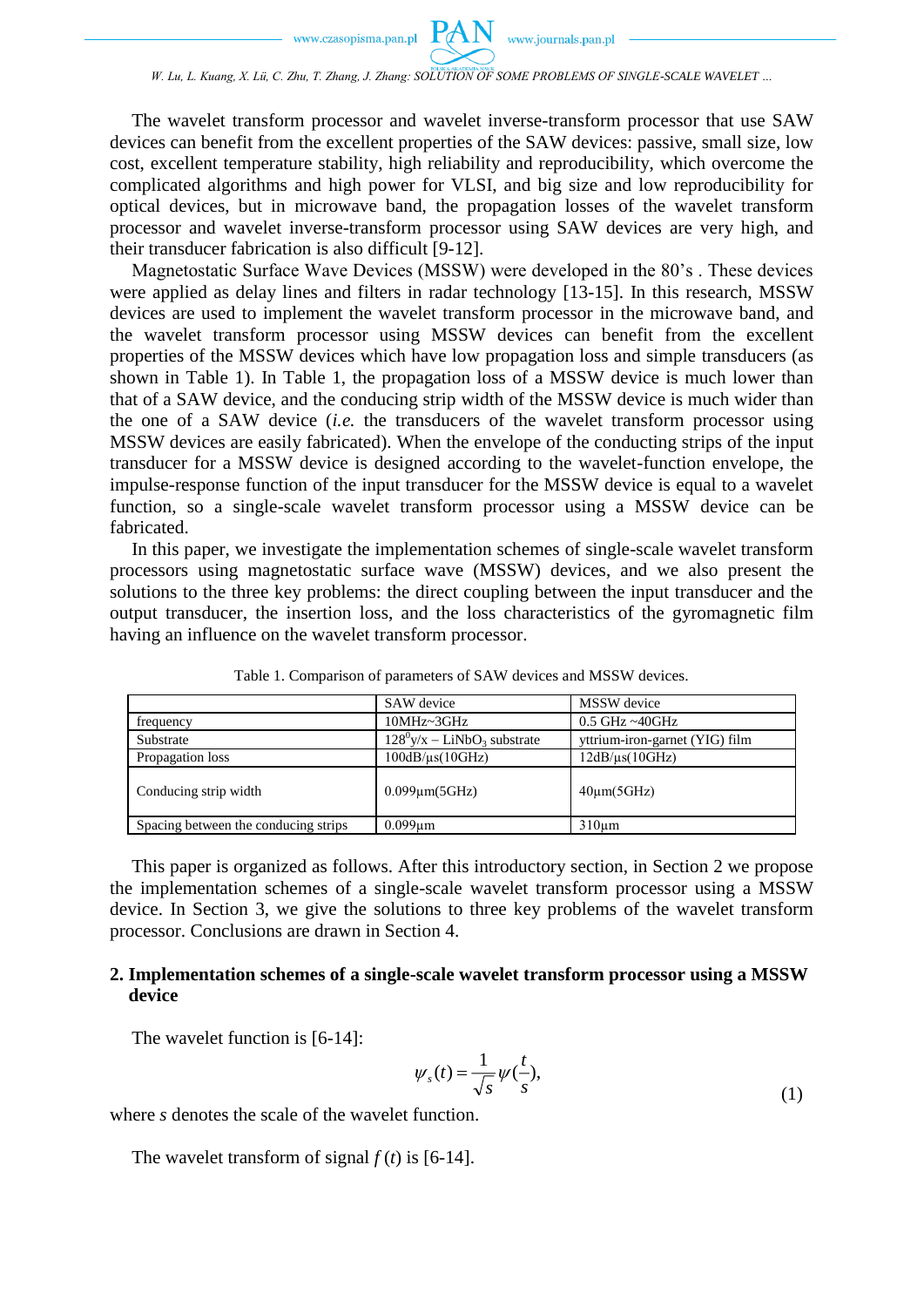The wavelet transform processor and wavelet inverse-transform processor that use SAW devices can benefit from the excellent properties of the SAW devices: passive, small size, low cost, excellent temperature stability, high reliability and reproducibility, which overcome the complicated algorithms and high power for VLSI, and big size and low reproducibility for optical devices, but in microwave band, the propagation losses of the wavelet transform processor and wavelet inverse-transform processor using SAW devices are very high, and their transducer fabrication is also difficult [9-12].

Magnetostatic Surface Wave Devices (MSSW) were developed in the 80's . These devices were applied as delay lines and filters in radar technology [13-15]. In this research, MSSW devices are used to implement the wavelet transform processor in the microwave band, and the wavelet transform processor using MSSW devices can benefit from the excellent properties of the MSSW devices which have low propagation loss and simple transducers (as shown in Table 1). In Table 1, the propagation loss of a MSSW device is much lower than that of a SAW device, and the conducing strip width of the MSSW device is much wider than the one of a SAW device (*i.e.* the transducers of the wavelet transform processor using MSSW devices are easily fabricated). When the envelope of the conducting strips of the input transducer for a MSSW device is designed according to the wavelet-function envelope, the impulse-response function of the input transducer for the MSSW device is equal to a wavelet function, so a single-scale wavelet transform processor using a MSSW device can be fabricated.

In this paper, we investigate the implementation schemes of single-scale wavelet transform processors using magnetostatic surface wave (MSSW) devices, and we also present the solutions to the three key problems: the direct coupling between the input transducer and the output transducer, the insertion loss, and the loss characteristics of the gyromagnetic film having an influence on the wavelet transform processor.

Table 1. Comparison of parameters of SAW devices and MSSW devices.

| | SAW device | MSSW device |
|---|---|---|
| frequency | 10MHz~3GHz | 0.5 GHz ~40GHz |
| Substrate | $128^0$y/x – $LiNbO_3$ substrate | yttrium-iron-garnet (YIG) film |
| Propagation loss | 100dB/μs(10GHz) | 12dB/μs(10GHz) |
| Conducing strip width | 0.099μm(5GHz) | 40μm(5GHz) |
| Spacing between the conducing strips | 0.099μm | 310μm |

This paper is organized as follows. After this introductory section, in Section 2 we propose the implementation schemes of a single-scale wavelet transform processor using a MSSW device. In Section 3, we give the solutions to three key problems of the wavelet transform processor. Conclusions are drawn in Section 4.

## 2. Implementation schemes of a single-scale wavelet transform processor using a MSSW device

The wavelet function is [6-14]:

$$\psi_s(t) = \frac{1}{\sqrt{s}}\psi(\frac{t}{s}), \tag{1}$$

where $s$ denotes the scale of the wavelet function.

The wavelet transform of signal $f(t)$ is [6-14].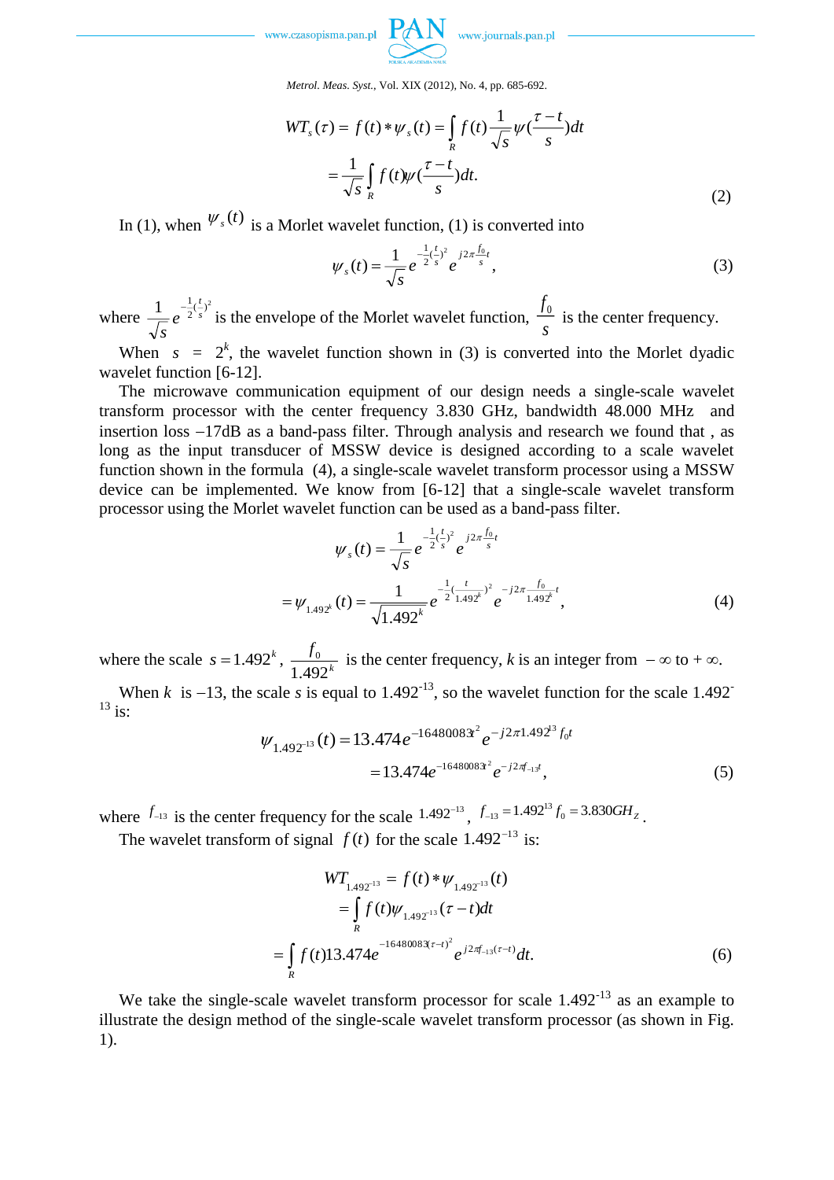$$WT_s(\tau) = f(t) * \psi_s(t) = \int_R f(t) \frac{1}{\sqrt{s}} \psi(\frac{\tau - t}{s}) dt$$
$$= \frac{1}{\sqrt{s}} \int_R f(t) \psi(\frac{\tau - t}{s}) dt. \tag{2}$$

In (1), when $\psi_s(t)$ is a Morlet wavelet function, (1) is converted into

$$\psi_s(t) = \frac{1}{\sqrt{s}} e^{-\frac{1}{2}(\frac{t}{s})^2} e^{j2\pi \frac{f_0}{s} t}, \tag{3}$$

where $\frac{1}{\sqrt{s}} e^{-\frac{1}{2}(\frac{t}{s})^2}$ is the envelope of the Morlet wavelet function, $\frac{f_0}{s}$ is the center frequency.

When $s = 2^k$, the wavelet function shown in (3) is converted into the Morlet dyadic wavelet function [6-12].

The microwave communication equipment of our design needs a single-scale wavelet transform processor with the center frequency 3.830 GHz, bandwidth 48.000 MHz and insertion loss –17dB as a band-pass filter. Through analysis and research we found that , as long as the input transducer of MSSW device is designed according to a scale wavelet function shown in the formula (4), a single-scale wavelet transform processor using a MSSW device can be implemented. We know from [6-12] that a single-scale wavelet transform processor using the Morlet wavelet function can be used as a band-pass filter.

$$\psi_s(t) = \frac{1}{\sqrt{s}} e^{-\frac{1}{2}(\frac{t}{s})^2} e^{j2\pi \frac{f_0}{s} t}$$
$$= \psi_{1.492^k}(t) = \frac{1}{\sqrt{1.492^k}} e^{-\frac{1}{2}(\frac{t}{1.492^k})^2} e^{-j2\pi \frac{f_0}{1.492^k} t}, \tag{4}$$

where the scale $s = 1.492^k$, $\frac{f_0}{1.492^k}$ is the center frequency, $k$ is an integer from $-\infty$ to $+\infty$.

When $k$ is –13, the scale $s$ is equal to $1.492^{-13}$, so the wavelet function for the scale $1.492^{-13}$ is:

$$\psi_{1.492^{-13}}(t) = 13.474 e^{-16480083t^2} e^{-j2\pi 1.492^{13} f_0 t}$$
$$= 13.474 e^{-16480083t^2} e^{-j2\pi f_{-13} t}, \tag{5}$$

where $f_{-13}$ is the center frequency for the scale $1.492^{-13}$, $f_{-13} = 1.492^{13} f_0 = 3.830 GH_Z$.

The wavelet transform of signal $f(t)$ for the scale $1.492^{-13}$ is:

$$WT_{1.492^{-13}} = f(t) * \psi_{1.492^{-13}}(t)$$
$$= \int_R f(t) \psi_{1.492^{-13}}(\tau - t) dt$$
$$= \int_R f(t) 13.474 e^{-16480083(\tau - t)^2} e^{j2\pi f_{-13}(\tau - t)} dt. \tag{6}$$

We take the single-scale wavelet transform processor for scale $1.492^{-13}$ as an example to illustrate the design method of the single-scale wavelet transform processor (as shown in Fig. 1).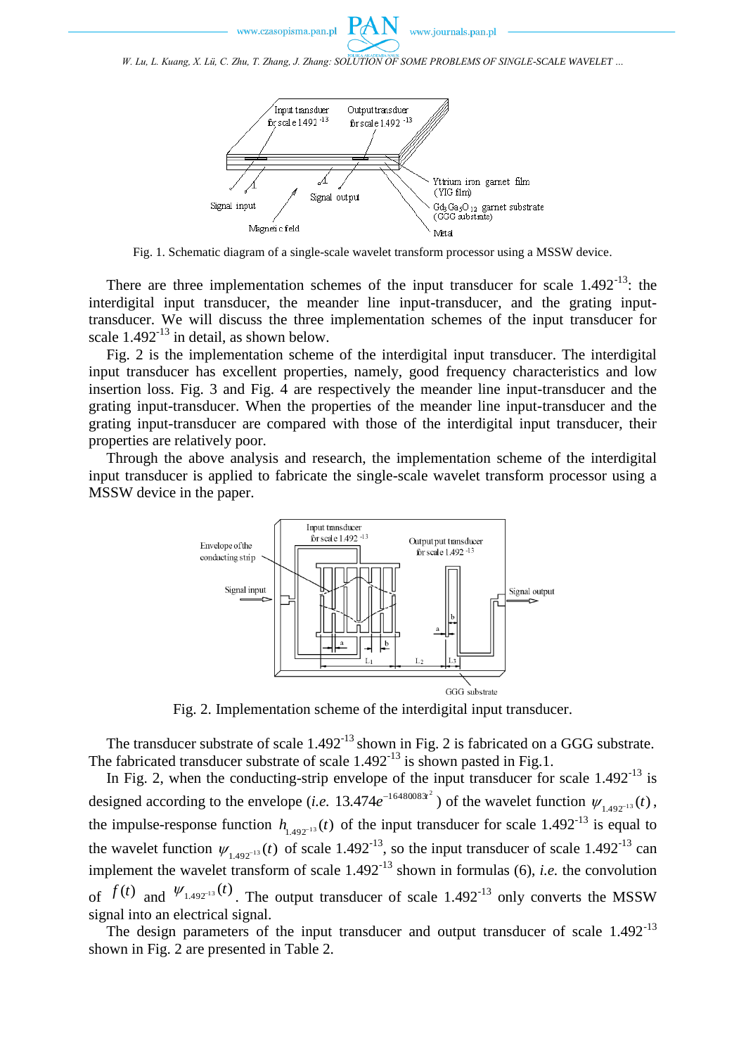Fig. 1. Schematic diagram of a single-scale wavelet transform processor using a MSSW device.

There are three implementation schemes of the input transducer for scale $1.492^{-13}$: the interdigital input transducer, the meander line input-transducer, and the grating input-transducer. We will discuss the three implementation schemes of the input transducer for scale $1.492^{-13}$ in detail, as shown below.

Fig. 2 is the implementation scheme of the interdigital input transducer. The interdigital input transducer has excellent properties, namely, good frequency characteristics and low insertion loss. Fig. 3 and Fig. 4 are respectively the meander line input-transducer and the grating input-transducer. When the properties of the meander line input-transducer and the grating input-transducer are compared with those of the interdigital input transducer, their properties are relatively poor.

Through the above analysis and research, the implementation scheme of the interdigital input transducer is applied to fabricate the single-scale wavelet transform processor using a MSSW device in the paper.

Fig. 2. Implementation scheme of the interdigital input transducer.

The transducer substrate of scale $1.492^{-13}$ shown in Fig. 2 is fabricated on a GGG substrate. The fabricated transducer substrate of scale $1.492^{-13}$ is shown pasted in Fig.1.

In Fig. 2, when the conducting-strip envelope of the input transducer for scale $1.492^{-13}$ is designed according to the envelope (*i.e.* $13.474e^{-16480083t^2}$) of the wavelet function $\psi_{1.492^{-13}}(t)$, the impulse-response function $h_{1.492^{-13}}(t)$ of the input transducer for scale $1.492^{-13}$ is equal to the wavelet function $\psi_{1.492^{-13}}(t)$ of scale $1.492^{-13}$, so the input transducer of scale $1.492^{-13}$ can implement the wavelet transform of scale $1.492^{-13}$ shown in formulas (6), *i.e.* the convolution of $f(t)$ and $\psi_{1.492^{-13}}(t)$. The output transducer of scale $1.492^{-13}$ only converts the MSSW signal into an electrical signal.

The design parameters of the input transducer and output transducer of scale $1.492^{-13}$ shown in Fig. 2 are presented in Table 2.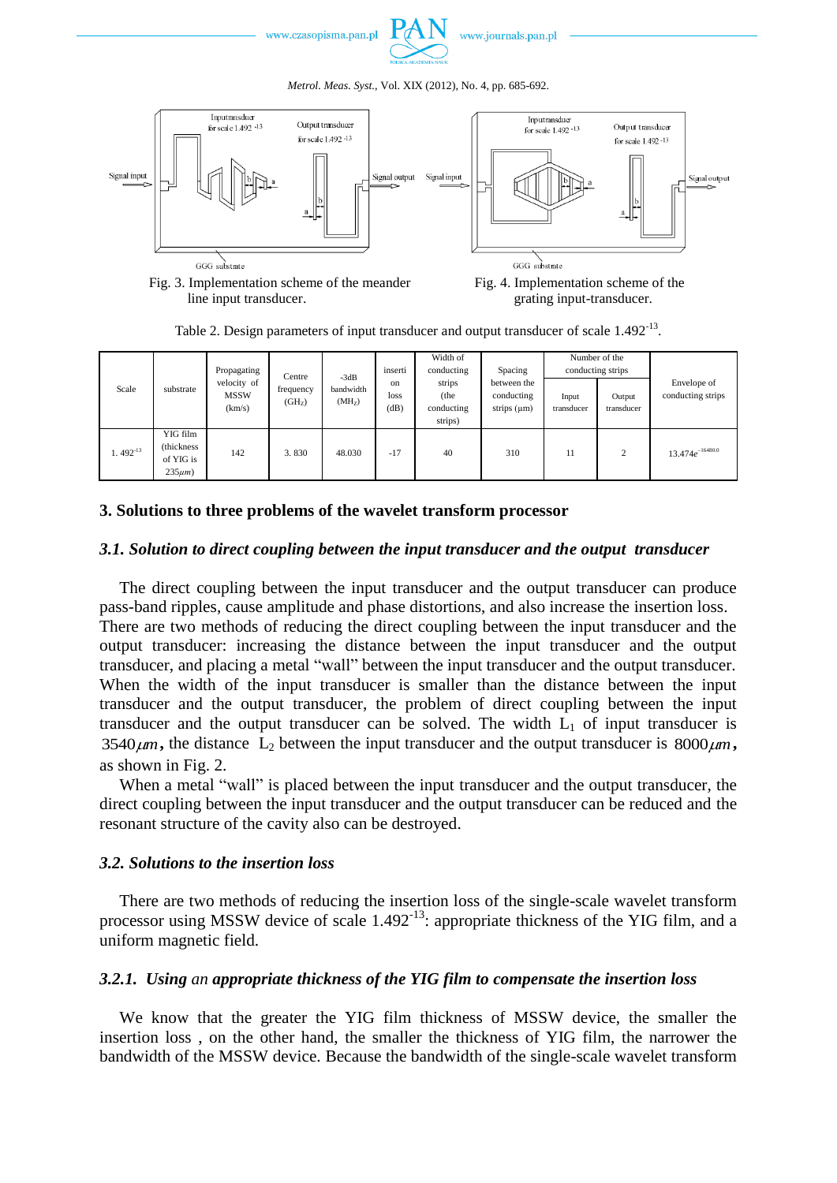Fig. 3. Implementation scheme of the meander line input transducer.

Fig. 4. Implementation scheme of the grating input-transducer.

Table 2. Design parameters of input transducer and output transducer of scale $1.492^{-13}$.

| Scale | substrate | Propagating velocity of MSSW (km/s) | Centre frequency (GHz) | -3dB bandwidth (MHz) | insertion loss (dB) | Width of conducting strips (the conducting strips) | Spacing between the conducting strips (µm) | Number of the conducting strips | | Envelope of conducting strips |
|---|---|---|---|---|---|---|---|---|---|---|
| | | | | | | | | Input transducer | Output transducer | |
| $1.492^{-13}$ | YIG film (thickness of YIG is $235\mu m$) | 142 | 3.830 | 48.030 | -17 | 40 | 310 | 11 | 2 | $13.474e^{-16480.0}$ |

## 3. Solutions to three problems of the wavelet transform processor

### *3.1. Solution to direct coupling between the input transducer and the output transducer*

The direct coupling between the input transducer and the output transducer can produce pass-band ripples, cause amplitude and phase distortions, and also increase the insertion loss. There are two methods of reducing the direct coupling between the input transducer and the output transducer: increasing the distance between the input transducer and the output transducer, and placing a metal "wall" between the input transducer and the output transducer. When the width of the input transducer is smaller than the distance between the input transducer and the output transducer, the problem of direct coupling between the input transducer and the output transducer can be solved. The width $L_1$ of input transducer is $3540\mu m$, the distance $L_2$ between the input transducer and the output transducer is $8000\mu m$, as shown in Fig. 2.

When a metal "wall" is placed between the input transducer and the output transducer, the direct coupling between the input transducer and the output transducer can be reduced and the resonant structure of the cavity also can be destroyed.

### *3.2. Solutions to the insertion loss*

There are two methods of reducing the insertion loss of the single-scale wavelet transform processor using MSSW device of scale $1.492^{-13}$: appropriate thickness of the YIG film, and a uniform magnetic field.

#### *3.2.1. Using an appropriate thickness of the YIG film to compensate the insertion loss*

We know that the greater the YIG film thickness of MSSW device, the smaller the insertion loss , on the other hand, the smaller the thickness of YIG film, the narrower the bandwidth of the MSSW device. Because the bandwidth of the single-scale wavelet transform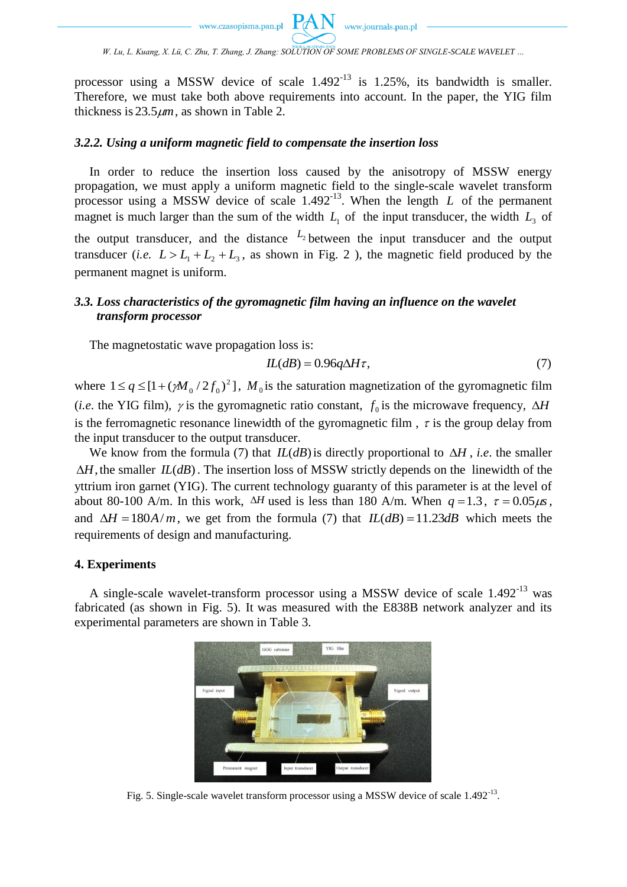processor using a MSSW device of scale $1.492^{-13}$ is 1.25%, its bandwidth is smaller. Therefore, we must take both above requirements into account. In the paper, the YIG film thickness is $23.5\mu m$, as shown in Table 2.

#### *3.2.2. Using a uniform magnetic field to compensate the insertion loss*

In order to reduce the insertion loss caused by the anisotropy of MSSW energy propagation, we must apply a uniform magnetic field to the single-scale wavelet transform processor using a MSSW device of scale $1.492^{-13}$. When the length $L$ of the permanent magnet is much larger than the sum of the width $L_1$ of the input transducer, the width $L_3$ of the output transducer, and the distance $L_2$ between the input transducer and the output transducer (*i.e.* $L > L_1 + L_2 + L_3$, as shown in Fig. 2 ), the magnetic field produced by the permanent magnet is uniform.

### *3.3. Loss characteristics of the gyromagnetic film having an influence on the wavelet transform processor*

The magnetostatic wave propagation loss is:

$$IL(dB) = 0.96q\Delta H\tau, \tag{7}$$

where $1 \le q \le [1 + (\gamma M_0 / 2f_0)^2]$, $M_0$ is the saturation magnetization of the gyromagnetic film (*i.e.* the YIG film), $\gamma$ is the gyromagnetic ratio constant, $f_0$ is the microwave frequency, $\Delta H$ is the ferromagnetic resonance linewidth of the gyromagnetic film , $\tau$ is the group delay from the input transducer to the output transducer.

We know from the formula (7) that $IL(dB)$ is directly proportional to $\Delta H$ , *i.e.* the smaller $\Delta H$, the smaller $IL(dB)$. The insertion loss of MSSW strictly depends on the linewidth of the yttrium iron garnet (YIG). The current technology guaranty of this parameter is at the level of about 80-100 A/m. In this work, $\Delta H$ used is less than 180 A/m. When $q = 1.3$, $\tau = 0.05\mu s$, and $\Delta H = 180 A/m$, we get from the formula (7) that $IL(dB) = 11.23dB$ which meets the requirements of design and manufacturing.

## 4. Experiments

A single-scale wavelet-transform processor using a MSSW device of scale $1.492^{-13}$ was fabricated (as shown in Fig. 5). It was measured with the E838B network analyzer and its experimental parameters are shown in Table 3.

Fig. 5. Single-scale wavelet transform processor using a MSSW device of scale $1.492^{-13}$.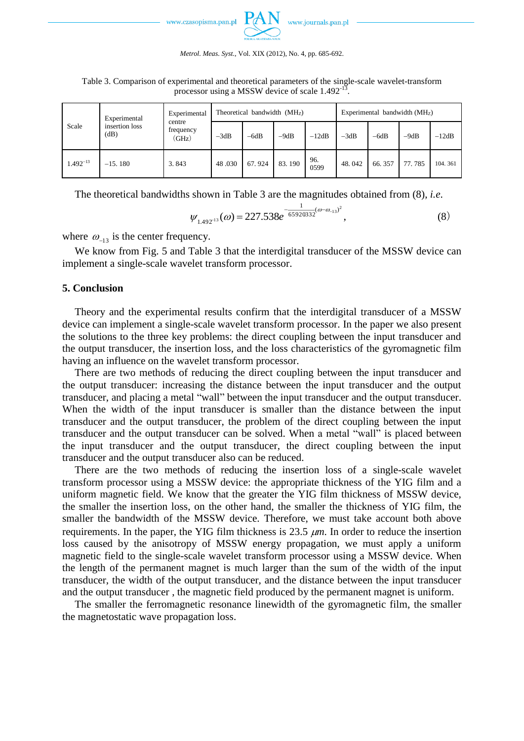Table 3. Comparison of experimental and theoretical parameters of the single-scale wavelet-transform processor using a MSSW device of scale $1.492^{-13}$.

| Scale | Experimental insertion loss (dB) | Experimental centre frequency (GHz) | Theoretical bandwidth (MHz) | | | | Experimental bandwidth (MHz) | | | |
|---|---|---|---|---|---|---|---|---|---|---|
| | | | −3dB | −6dB | −9dB | −12dB | −3dB | −6dB | −9dB | −12dB |
| $1.492^{-13}$ | −15. 180 | 3. 843 | 48 .030 | 67. 924 | 83. 190 | 96. 0599 | 48. 042 | 66. 357 | 77. 785 | 104. 361 |

The theoretical bandwidths shown in Table 3 are the magnitudes obtained from (8), *i.e*.

$$\psi_{1.492^{-13}}(\omega) = 227.538e^{-\frac{1}{65920332}(\omega-\omega_{-13})^2}, \tag{8}$$

where $\omega_{-13}$ is the center frequency.

We know from Fig. 5 and Table 3 that the interdigital transducer of the MSSW device can implement a single-scale wavelet transform processor.

## 5. Conclusion

Theory and the experimental results confirm that the interdigital transducer of a MSSW device can implement a single-scale wavelet transform processor. In the paper we also present the solutions to the three key problems: the direct coupling between the input transducer and the output transducer, the insertion loss, and the loss characteristics of the gyromagnetic film having an influence on the wavelet transform processor.

There are two methods of reducing the direct coupling between the input transducer and the output transducer: increasing the distance between the input transducer and the output transducer, and placing a metal "wall" between the input transducer and the output transducer. When the width of the input transducer is smaller than the distance between the input transducer and the output transducer, the problem of the direct coupling between the input transducer and the output transducer can be solved. When a metal "wall" is placed between the input transducer and the output transducer, the direct coupling between the input transducer and the output transducer also can be reduced.

There are the two methods of reducing the insertion loss of a single-scale wavelet transform processor using a MSSW device: the appropriate thickness of the YIG film and a uniform magnetic field. We know that the greater the YIG film thickness of MSSW device, the smaller the insertion loss, on the other hand, the smaller the thickness of YIG film, the smaller the bandwidth of the MSSW device. Therefore, we must take account both above requirements. In the paper, the YIG film thickness is 23.5 $\mu m$. In order to reduce the insertion loss caused by the anisotropy of MSSW energy propagation, we must apply a uniform magnetic field to the single-scale wavelet transform processor using a MSSW device. When the length of the permanent magnet is much larger than the sum of the width of the input transducer, the width of the output transducer, and the distance between the input transducer and the output transducer , the magnetic field produced by the permanent magnet is uniform.

The smaller the ferromagnetic resonance linewidth of the gyromagnetic film, the smaller the magnetostatic wave propagation loss.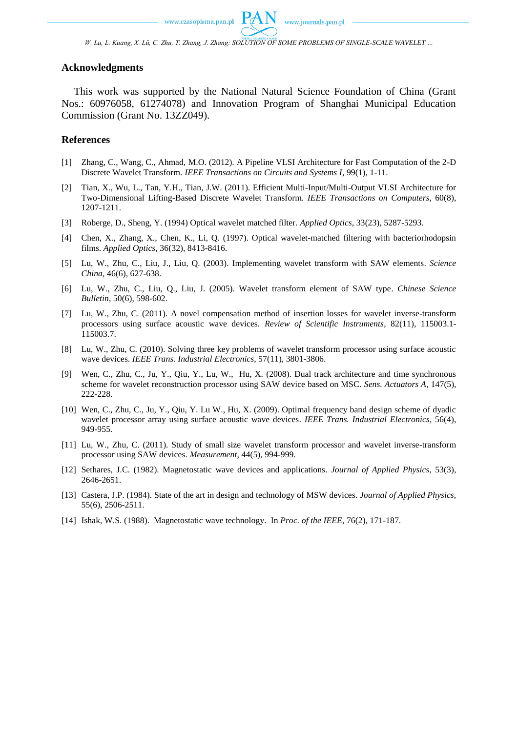## Acknowledgments

This work was supported by the National Natural Science Foundation of China (Grant Nos.: 60976058, 61274078) and Innovation Program of Shanghai Municipal Education Commission (Grant No. 13ZZ049).

## References

[1] Zhang, C., Wang, C., Ahmad, M.O. (2012). A Pipeline VLSI Architecture for Fast Computation of the 2-D Discrete Wavelet Transform. *IEEE Transactions on Circuits and Systems I*, 99(1), 1-11.

[2] Tian, X., Wu, L., Tan, Y.H., Tian, J.W. (2011). Efficient Multi-Input/Multi-Output VLSI Architecture for Two-Dimensional Lifting-Based Discrete Wavelet Transform. *IEEE Transactions on Computers*, 60(8), 1207-1211.

[3] Roberge, D., Sheng, Y. (1994) Optical wavelet matched filter. *Applied Optics*, 33(23), 5287-5293.

[4] Chen, X., Zhang, X., Chen, K., Li, Q. (1997). Optical wavelet-matched filtering with bacteriorhodopsin films. *Applied Optics*, 36(32), 8413-8416.

[5] Lu, W., Zhu, C., Liu, J., Liu, Q. (2003). Implementing wavelet transform with SAW elements. *Science China*, 46(6), 627-638.

[6] Lu, W., Zhu, C., Liu, Q., Liu, J. (2005). Wavelet transform element of SAW type. *Chinese Science Bulletin*, 50(6), 598-602.

[7] Lu, W., Zhu, C. (2011). A novel compensation method of insertion losses for wavelet inverse-transform processors using surface acoustic wave devices. *Review of Scientific Instruments*, 82(11), 115003.1-115003.7.

[8] Lu, W., Zhu, C. (2010). Solving three key problems of wavelet transform processor using surface acoustic wave devices. *IEEE Trans. Industrial Electronics*, 57(11), 3801-3806.

[9] Wen, C., Zhu, C., Ju, Y., Qiu, Y., Lu, W., Hu, X. (2008). Dual track architecture and time synchronous scheme for wavelet reconstruction processor using SAW device based on MSC. *Sens. Actuators A*, 147(5), 222-228.

[10] Wen, C., Zhu, C., Ju, Y., Qiu, Y. Lu W., Hu, X. (2009). Optimal frequency band design scheme of dyadic wavelet processor array using surface acoustic wave devices. *IEEE Trans. Industrial Electronics*, 56(4), 949-955.

[11] Lu, W., Zhu, C. (2011). Study of small size wavelet transform processor and wavelet inverse-transform processor using SAW devices. *Measurement*, 44(5), 994-999.

[12] Sethares, J.C. (1982). Magnetostatic wave devices and applications. *Journal of Applied Physics*, 53(3), 2646-2651.

[13] Castera, J.P. (1984). State of the art in design and technology of MSW devices. *Journal of Applied Physics*, 55(6), 2506-2511.

[14] Ishak, W.S. (1988). Magnetostatic wave technology. In *Proc. of the IEEE*, 76(2), 171-187.